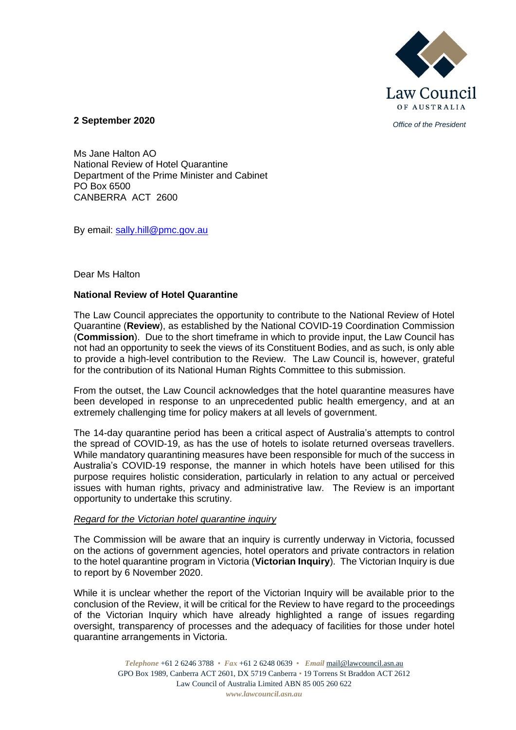Law Council OF AUSTRALIA

*Office of the President*

**2 September 2020**

Ms Jane Halton AO
National Review of Hotel Quarantine
Department of the Prime Minister and Cabinet
PO Box 6500
CANBERRA ACT 2600

By email: sally.hill@pmc.gov.au

Dear Ms Halton

**National Review of Hotel Quarantine**

The Law Council appreciates the opportunity to contribute to the National Review of Hotel Quarantine (**Review**), as established by the National COVID-19 Coordination Commission (**Commission**). Due to the short timeframe in which to provide input, the Law Council has not had an opportunity to seek the views of its Constituent Bodies, and as such, is only able to provide a high-level contribution to the Review. The Law Council is, however, grateful for the contribution of its National Human Rights Committee to this submission.

From the outset, the Law Council acknowledges that the hotel quarantine measures have been developed in response to an unprecedented public health emergency, and at an extremely challenging time for policy makers at all levels of government.

The 14-day quarantine period has been a critical aspect of Australia's attempts to control the spread of COVID-19, as has the use of hotels to isolate returned overseas travellers. While mandatory quarantining measures have been responsible for much of the success in Australia's COVID-19 response, the manner in which hotels have been utilised for this purpose requires holistic consideration, particularly in relation to any actual or perceived issues with human rights, privacy and administrative law. The Review is an important opportunity to undertake this scrutiny.

*Regard for the Victorian hotel quarantine inquiry*

The Commission will be aware that an inquiry is currently underway in Victoria, focussed on the actions of government agencies, hotel operators and private contractors in relation to the hotel quarantine program in Victoria (**Victorian Inquiry**). The Victorian Inquiry is due to report by 6 November 2020.

While it is unclear whether the report of the Victorian Inquiry will be available prior to the conclusion of the Review, it will be critical for the Review to have regard to the proceedings of the Victorian Inquiry which have already highlighted a range of issues regarding oversight, transparency of processes and the adequacy of facilities for those under hotel quarantine arrangements in Victoria.

*Telephone* +61 2 6246 3788 • *Fax* +61 2 6248 0639 • *Email* mail@lawcouncil.asn.au
GPO Box 1989, Canberra ACT 2601, DX 5719 Canberra • 19 Torrens St Braddon ACT 2612
Law Council of Australia Limited ABN 85 005 260 622
*www.lawcouncil.asn.au*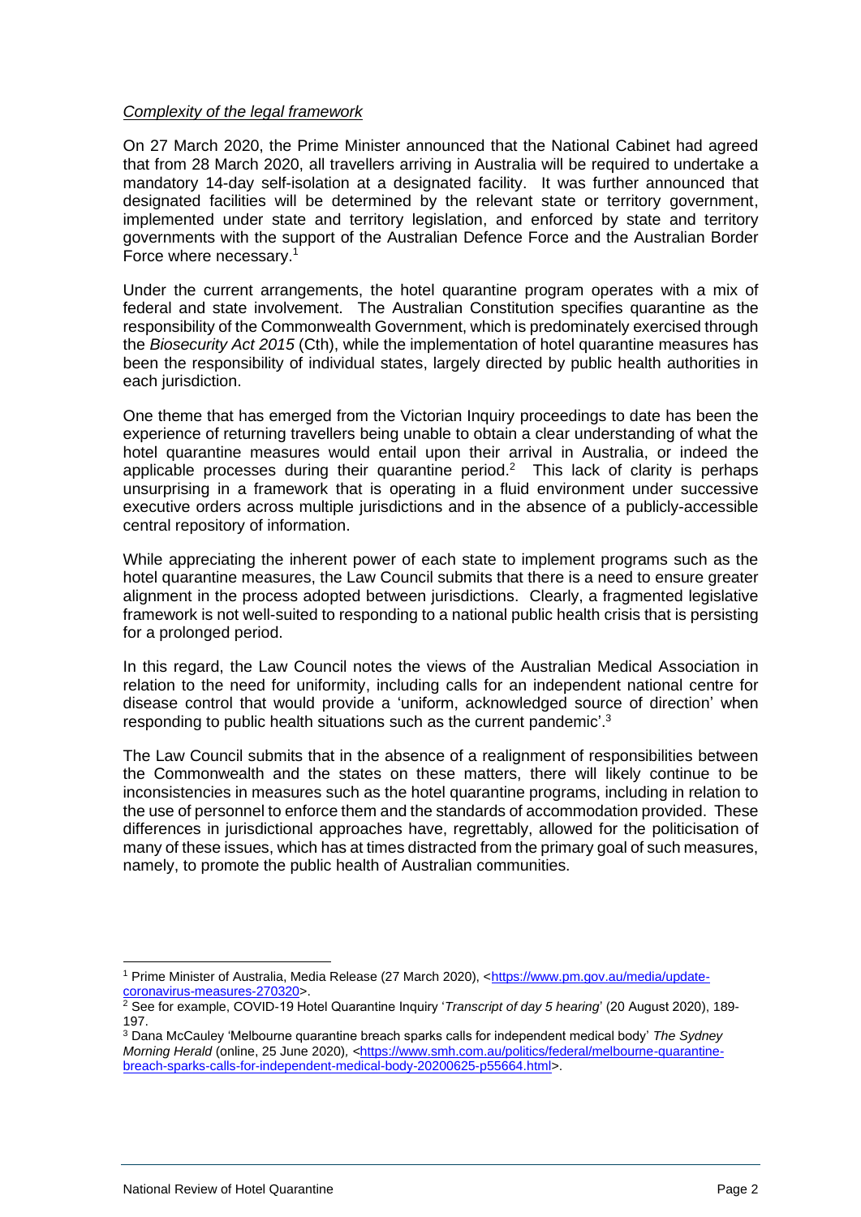*Complexity of the legal framework*

On 27 March 2020, the Prime Minister announced that the National Cabinet had agreed that from 28 March 2020, all travellers arriving in Australia will be required to undertake a mandatory 14-day self-isolation at a designated facility. It was further announced that designated facilities will be determined by the relevant state or territory government, implemented under state and territory legislation, and enforced by state and territory governments with the support of the Australian Defence Force and the Australian Border Force where necessary.[1]

Under the current arrangements, the hotel quarantine program operates with a mix of federal and state involvement. The Australian Constitution specifies quarantine as the responsibility of the Commonwealth Government, which is predominately exercised through the *Biosecurity Act 2015* (Cth), while the implementation of hotel quarantine measures has been the responsibility of individual states, largely directed by public health authorities in each jurisdiction.

One theme that has emerged from the Victorian Inquiry proceedings to date has been the experience of returning travellers being unable to obtain a clear understanding of what the hotel quarantine measures would entail upon their arrival in Australia, or indeed the applicable processes during their quarantine period.[2] This lack of clarity is perhaps unsurprising in a framework that is operating in a fluid environment under successive executive orders across multiple jurisdictions and in the absence of a publicly-accessible central repository of information.

While appreciating the inherent power of each state to implement programs such as the hotel quarantine measures, the Law Council submits that there is a need to ensure greater alignment in the process adopted between jurisdictions. Clearly, a fragmented legislative framework is not well-suited to responding to a national public health crisis that is persisting for a prolonged period.

In this regard, the Law Council notes the views of the Australian Medical Association in relation to the need for uniformity, including calls for an independent national centre for disease control that would provide a 'uniform, acknowledged source of direction' when responding to public health situations such as the current pandemic'.[3]

The Law Council submits that in the absence of a realignment of responsibilities between the Commonwealth and the states on these matters, there will likely continue to be inconsistencies in measures such as the hotel quarantine programs, including in relation to the use of personnel to enforce them and the standards of accommodation provided. These differences in jurisdictional approaches have, regrettably, allowed for the politicisation of many of these issues, which has at times distracted from the primary goal of such measures, namely, to promote the public health of Australian communities.

---

[1] Prime Minister of Australia, Media Release (27 March 2020), <https://www.pm.gov.au/media/update-coronavirus-measures-270320>.

[2] See for example, COVID-19 Hotel Quarantine Inquiry '*Transcript of day 5 hearing*' (20 August 2020), 189-197.

[3] Dana McCauley 'Melbourne quarantine breach sparks calls for independent medical body' *The Sydney Morning Herald* (online, 25 June 2020), <https://www.smh.com.au/politics/federal/melbourne-quarantine-breach-sparks-calls-for-independent-medical-body-20200625-p55664.html>.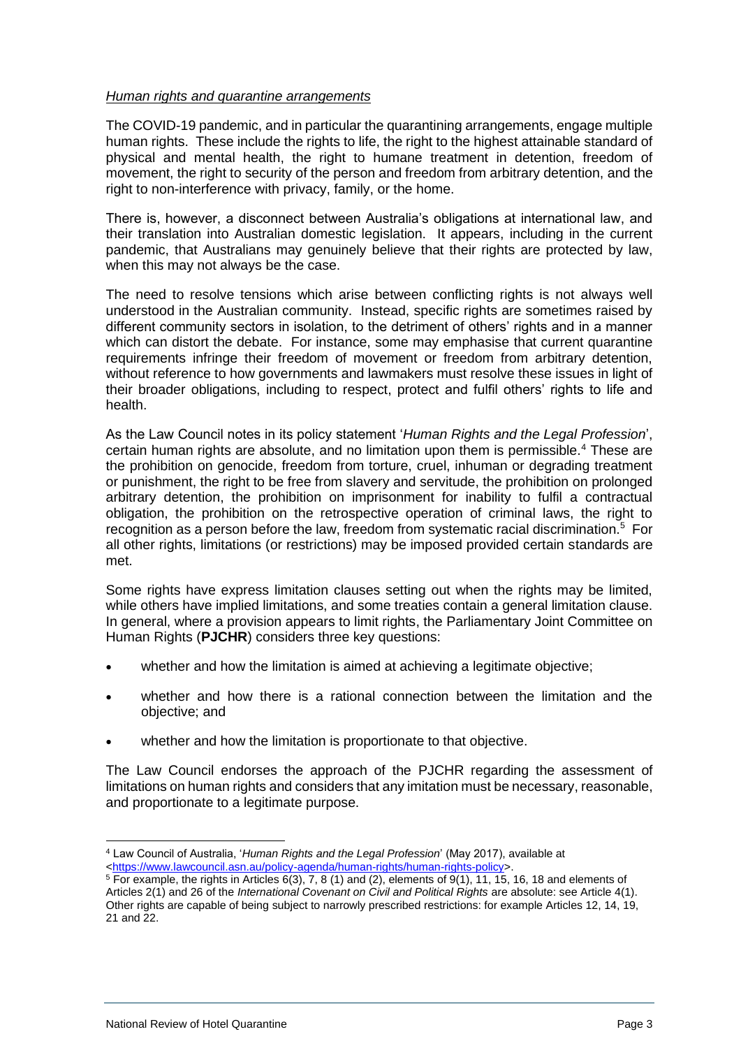*Human rights and quarantine arrangements*

The COVID-19 pandemic, and in particular the quarantining arrangements, engage multiple human rights. These include the rights to life, the right to the highest attainable standard of physical and mental health, the right to humane treatment in detention, freedom of movement, the right to security of the person and freedom from arbitrary detention, and the right to non-interference with privacy, family, or the home.

There is, however, a disconnect between Australia's obligations at international law, and their translation into Australian domestic legislation. It appears, including in the current pandemic, that Australians may genuinely believe that their rights are protected by law, when this may not always be the case.

The need to resolve tensions which arise between conflicting rights is not always well understood in the Australian community. Instead, specific rights are sometimes raised by different community sectors in isolation, to the detriment of others' rights and in a manner which can distort the debate. For instance, some may emphasise that current quarantine requirements infringe their freedom of movement or freedom from arbitrary detention, without reference to how governments and lawmakers must resolve these issues in light of their broader obligations, including to respect, protect and fulfil others' rights to life and health.

As the Law Council notes in its policy statement '*Human Rights and the Legal Profession*', certain human rights are absolute, and no limitation upon them is permissible.[4] These are the prohibition on genocide, freedom from torture, cruel, inhuman or degrading treatment or punishment, the right to be free from slavery and servitude, the prohibition on prolonged arbitrary detention, the prohibition on imprisonment for inability to fulfil a contractual obligation, the prohibition on the retrospective operation of criminal laws, the right to recognition as a person before the law, freedom from systematic racial discrimination.[5] For all other rights, limitations (or restrictions) may be imposed provided certain standards are met.

Some rights have express limitation clauses setting out when the rights may be limited, while others have implied limitations, and some treaties contain a general limitation clause. In general, where a provision appears to limit rights, the Parliamentary Joint Committee on Human Rights (**PJCHR**) considers three key questions:

- whether and how the limitation is aimed at achieving a legitimate objective;
- whether and how there is a rational connection between the limitation and the objective; and
- whether and how the limitation is proportionate to that objective.

The Law Council endorses the approach of the PJCHR regarding the assessment of limitations on human rights and considers that any imitation must be necessary, reasonable, and proportionate to a legitimate purpose.

---

[4] Law Council of Australia, '*Human Rights and the Legal Profession*' (May 2017), available at <https://www.lawcouncil.asn.au/policy-agenda/human-rights/human-rights-policy>.

[5] For example, the rights in Articles 6(3), 7, 8 (1) and (2), elements of 9(1), 11, 15, 16, 18 and elements of Articles 2(1) and 26 of the *International Covenant on Civil and Political Rights* are absolute: see Article 4(1). Other rights are capable of being subject to narrowly prescribed restrictions: for example Articles 12, 14, 19, 21 and 22.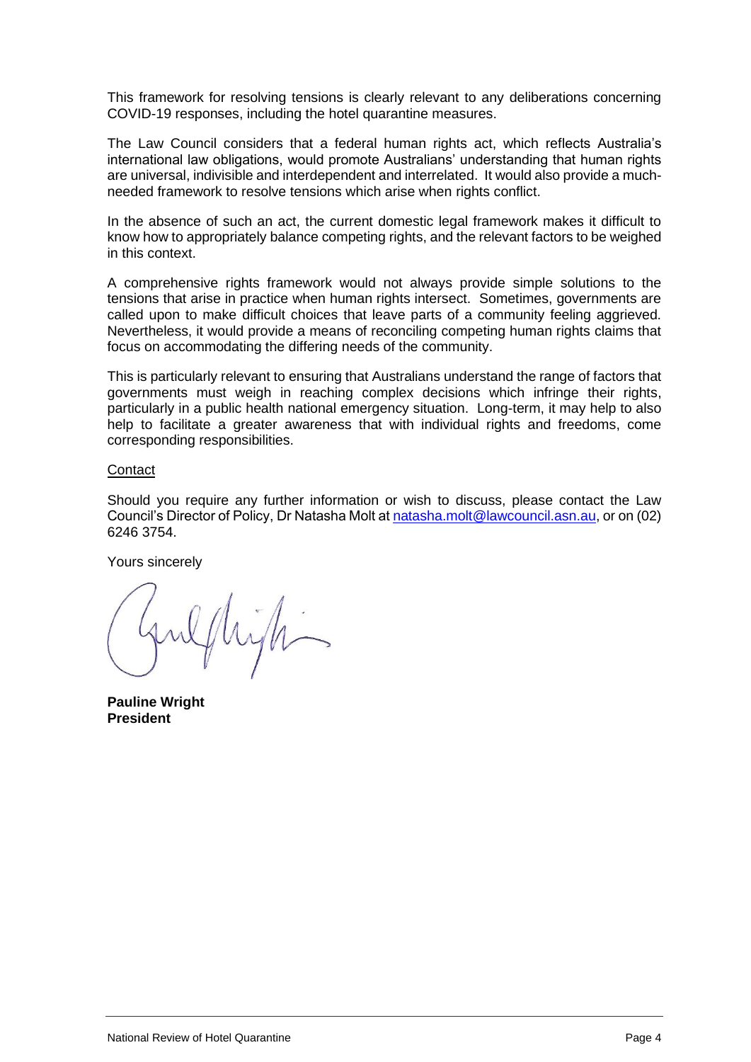This framework for resolving tensions is clearly relevant to any deliberations concerning COVID-19 responses, including the hotel quarantine measures.

The Law Council considers that a federal human rights act, which reflects Australia's international law obligations, would promote Australians' understanding that human rights are universal, indivisible and interdependent and interrelated. It would also provide a much-needed framework to resolve tensions which arise when rights conflict.

In the absence of such an act, the current domestic legal framework makes it difficult to know how to appropriately balance competing rights, and the relevant factors to be weighed in this context.

A comprehensive rights framework would not always provide simple solutions to the tensions that arise in practice when human rights intersect. Sometimes, governments are called upon to make difficult choices that leave parts of a community feeling aggrieved. Nevertheless, it would provide a means of reconciling competing human rights claims that focus on accommodating the differing needs of the community.

This is particularly relevant to ensuring that Australians understand the range of factors that governments must weigh in reaching complex decisions which infringe their rights, particularly in a public health national emergency situation. Long-term, it may help to also help to facilitate a greater awareness that with individual rights and freedoms, come corresponding responsibilities.

Contact

Should you require any further information or wish to discuss, please contact the Law Council's Director of Policy, Dr Natasha Molt at natasha.molt@lawcouncil.asn.au, or on (02) 6246 3754.

Yours sincerely

**Pauline Wright**
**President**